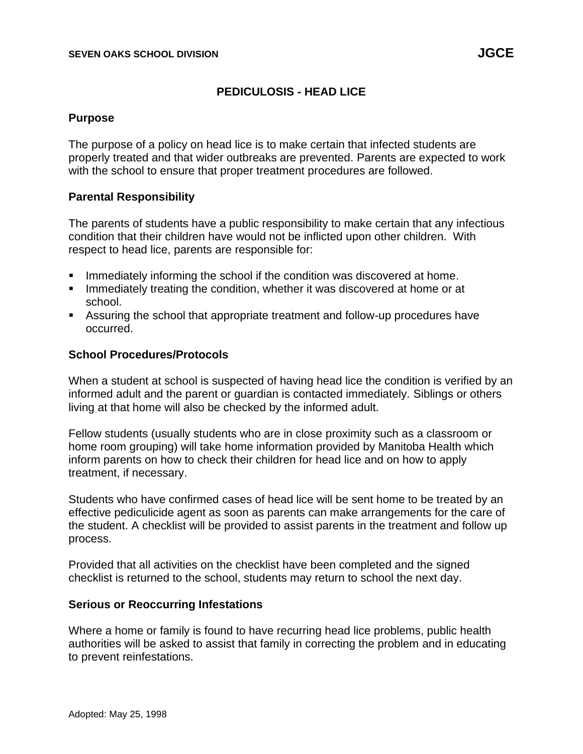SEVEN OAKS SCHOOL DIVISION **JGCE**

# PEDICULOSIS - HEAD LICE

## Purpose

The purpose of a policy on head lice is to make certain that infected students are properly treated and that wider outbreaks are prevented. Parents are expected to work with the school to ensure that proper treatment procedures are followed.

## Parental Responsibility

The parents of students have a public responsibility to make certain that any infectious condition that their children have would not be inflicted upon other children. With respect to head lice, parents are responsible for:

- Immediately informing the school if the condition was discovered at home.
- Immediately treating the condition, whether it was discovered at home or at school.
- Assuring the school that appropriate treatment and follow-up procedures have occurred.

## School Procedures/Protocols

When a student at school is suspected of having head lice the condition is verified by an informed adult and the parent or guardian is contacted immediately. Siblings or others living at that home will also be checked by the informed adult.

Fellow students (usually students who are in close proximity such as a classroom or home room grouping) will take home information provided by Manitoba Health which inform parents on how to check their children for head lice and on how to apply treatment, if necessary.

Students who have confirmed cases of head lice will be sent home to be treated by an effective pediculicide agent as soon as parents can make arrangements for the care of the student. A checklist will be provided to assist parents in the treatment and follow up process.

Provided that all activities on the checklist have been completed and the signed checklist is returned to the school, students may return to school the next day.

## Serious or Reoccurring Infestations

Where a home or family is found to have recurring head lice problems, public health authorities will be asked to assist that family in correcting the problem and in educating to prevent reinfestations.

Adopted: May 25, 1998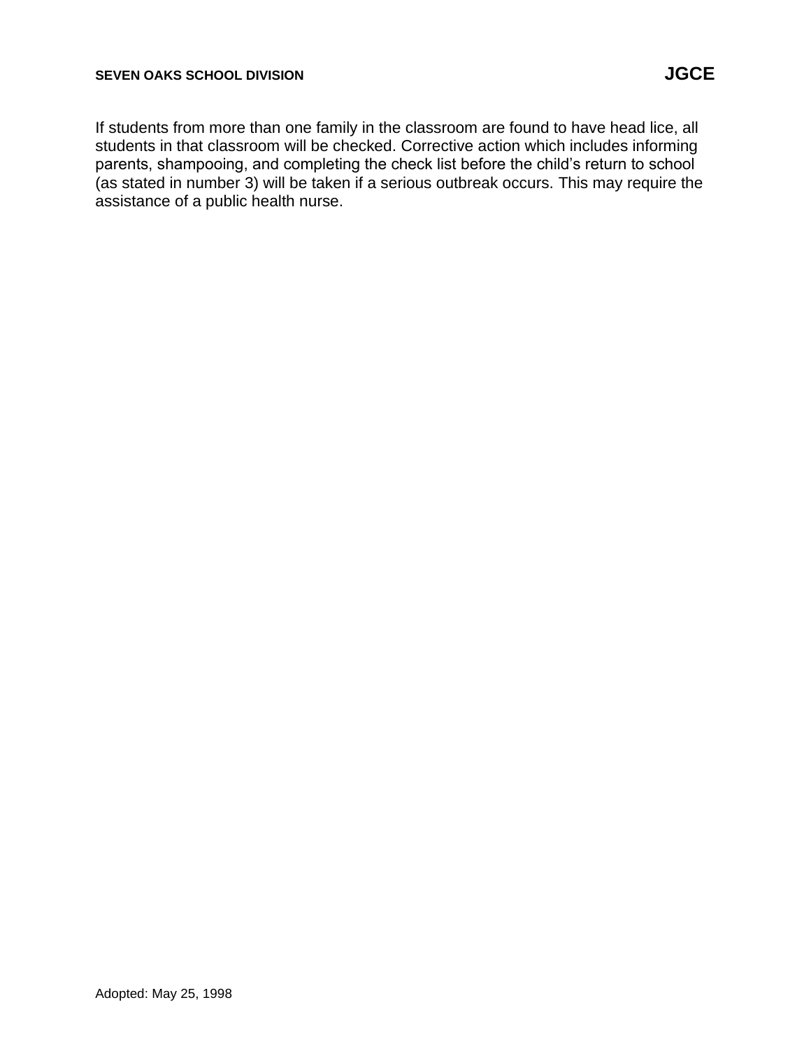If students from more than one family in the classroom are found to have head lice, all students in that classroom will be checked. Corrective action which includes informing parents, shampooing, and completing the check list before the child's return to school (as stated in number 3) will be taken if a serious outbreak occurs. This may require the assistance of a public health nurse.

Adopted: May 25, 1998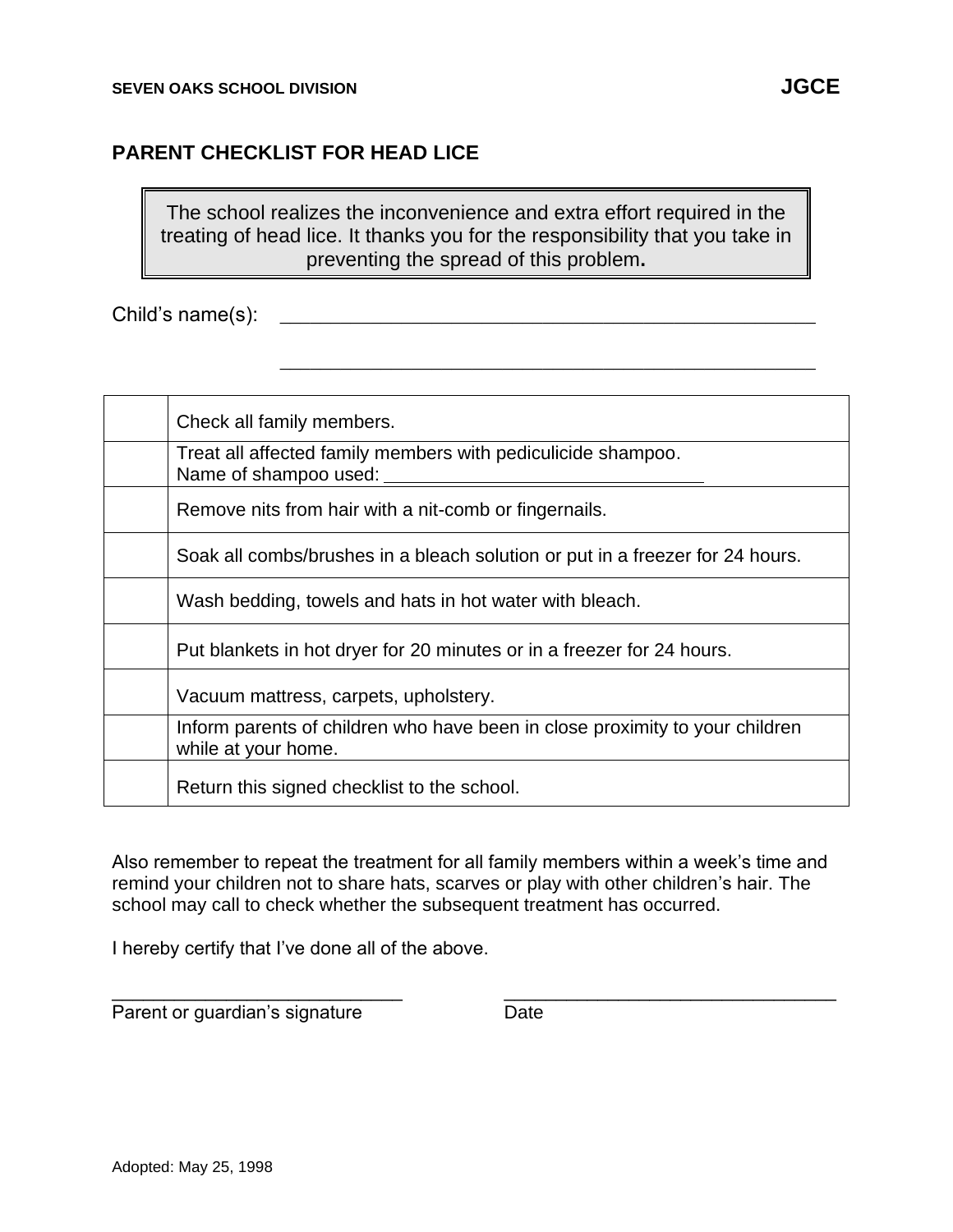SEVEN OAKS SCHOOL DIVISION **JGCE**

## PARENT CHECKLIST FOR HEAD LICE

> The school realizes the inconvenience and extra effort required in the treating of head lice. It thanks you for the responsibility that you take in preventing the spread of this problem**.**

Child's name(s): ____________________________________________________

____________________________________________________

| | |
|---|---|
| | Check all family members. |
| | Treat all affected family members with pediculicide shampoo.<br>Name of shampoo used: ______________________________ |
| | Remove nits from hair with a nit-comb or fingernails. |
| | Soak all combs/brushes in a bleach solution or put in a freezer for 24 hours. |
| | Wash bedding, towels and hats in hot water with bleach. |
| | Put blankets in hot dryer for 20 minutes or in a freezer for 24 hours. |
| | Vacuum mattress, carpets, upholstery. |
| | Inform parents of children who have been in close proximity to your children while at your home. |
| | Return this signed checklist to the school. |

Also remember to repeat the treatment for all family members within a week's time and remind your children not to share hats, scarves or play with other children's hair. The school may call to check whether the subsequent treatment has occurred.

I hereby certify that I've done all of the above.

____________________________ ________________________________

Parent or guardian's signature Date

Adopted: May 25, 1998